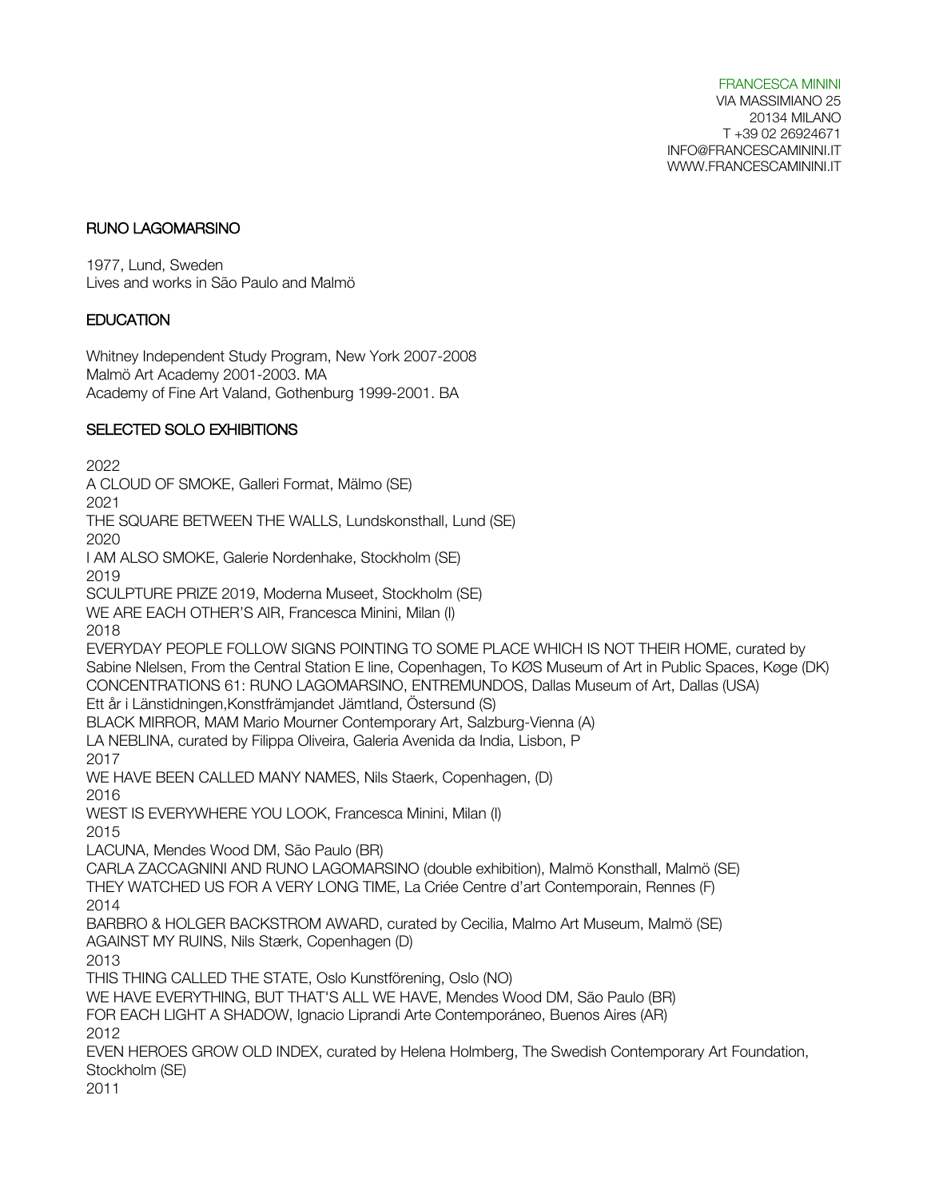FRANCESCA MININI
VIA MASSIMIANO 25
20134 MILANO
T +39 02 26924671
INFO@FRANCESCAMININI.IT
WWW.FRANCESCAMININI.IT

## RUNO LAGOMARSINO

1977, Lund, Sweden
Lives and works in São Paulo and Malmö

### EDUCATION

Whitney Independent Study Program, New York 2007-2008
Malmö Art Academy 2001-2003. MA
Academy of Fine Art Valand, Gothenburg 1999-2001. BA

### SELECTED SOLO EXHIBITIONS

2022
A CLOUD OF SMOKE, Galleri Format, Mälmo (SE)
2021
THE SQUARE BETWEEN THE WALLS, Lundskonsthall, Lund (SE)
2020
I AM ALSO SMOKE, Galerie Nordenhake, Stockholm (SE)
2019
SCULPTURE PRIZE 2019, Moderna Museet, Stockholm (SE)
WE ARE EACH OTHER'S AIR, Francesca Minini, Milan (I)
2018
EVERYDAY PEOPLE FOLLOW SIGNS POINTING TO SOME PLACE WHICH IS NOT THEIR HOME, curated by Sabine Nlelsen, From the Central Station E line, Copenhagen, To KØS Museum of Art in Public Spaces, Køge (DK)
CONCENTRATIONS 61: RUNO LAGOMARSINO, ENTREMUNDOS, Dallas Museum of Art, Dallas (USA)
Ett år i Länstidningen,Konstfrämjandet Jämtland, Östersund (S)
BLACK MIRROR, MAM Mario Mourner Contemporary Art, Salzburg-Vienna (A)
LA NEBLINA, curated by Filippa Oliveira, Galeria Avenida da India, Lisbon, P
2017
WE HAVE BEEN CALLED MANY NAMES, Nils Staerk, Copenhagen, (D)
2016
WEST IS EVERYWHERE YOU LOOK, Francesca Minini, Milan (I)
2015
LACUNA, Mendes Wood DM, São Paulo (BR)
CARLA ZACCAGNINI AND RUNO LAGOMARSINO (double exhibition), Malmö Konsthall, Malmö (SE)
THEY WATCHED US FOR A VERY LONG TIME, La Criée Centre d'art Contemporain, Rennes (F)
2014
BARBRO & HOLGER BACKSTROM AWARD, curated by Cecilia, Malmo Art Museum, Malmö (SE)
AGAINST MY RUINS, Nils Stærk, Copenhagen (D)
2013
THIS THING CALLED THE STATE, Oslo Kunstförening, Oslo (NO)
WE HAVE EVERYTHING, BUT THAT'S ALL WE HAVE, Mendes Wood DM, São Paulo (BR)
FOR EACH LIGHT A SHADOW, Ignacio Liprandi Arte Contemporáneo, Buenos Aires (AR)
2012
EVEN HEROES GROW OLD INDEX, curated by Helena Holmberg, The Swedish Contemporary Art Foundation, Stockholm (SE)
2011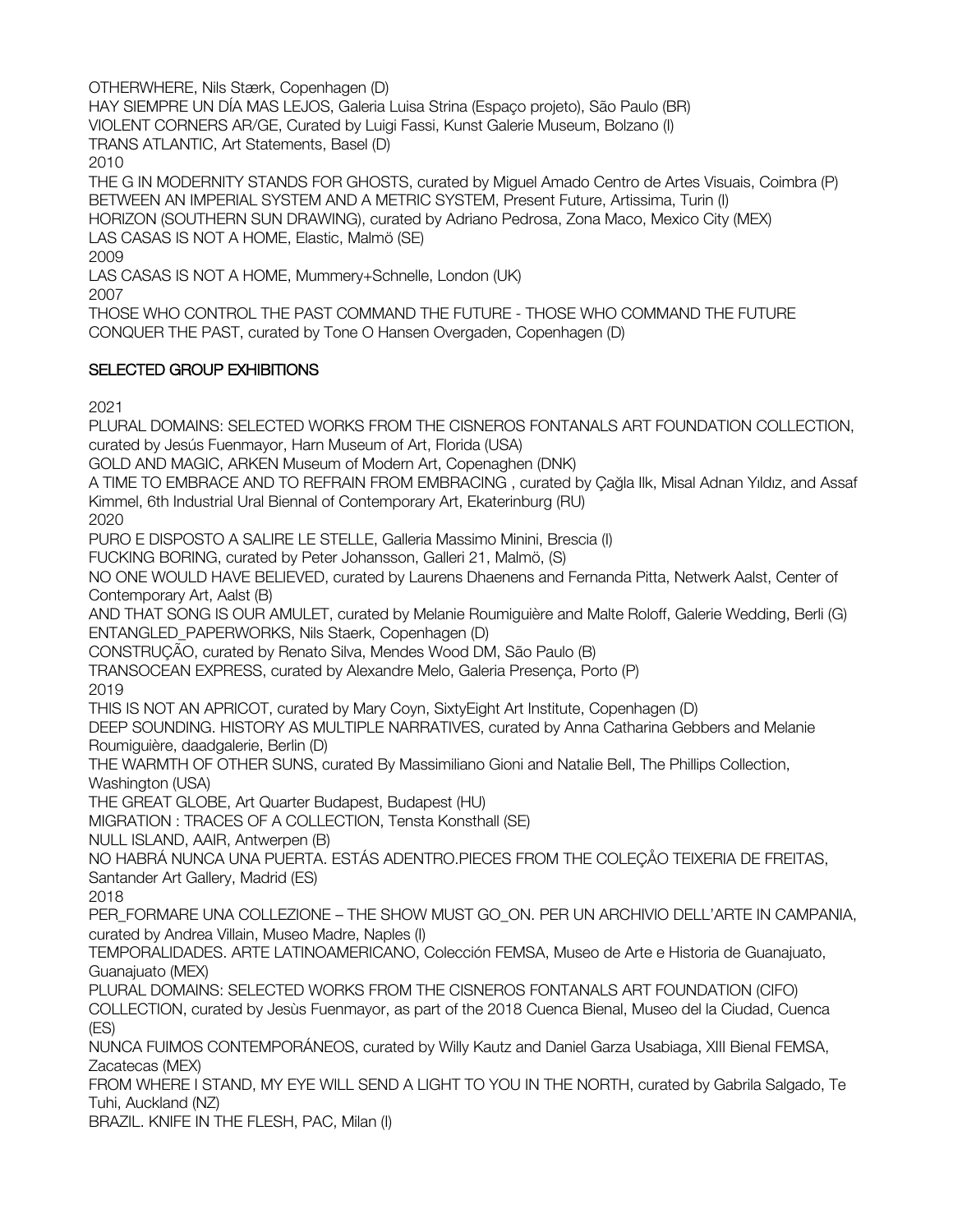OTHERWHERE, Nils Stærk, Copenhagen (D)
HAY SIEMPRE UN DÍA MAS LEJOS, Galeria Luisa Strina (Espaço projeto), São Paulo (BR)
VIOLENT CORNERS AR/GE, Curated by Luigi Fassi, Kunst Galerie Museum, Bolzano (I)
TRANS ATLANTIC, Art Statements, Basel (D)
2010
THE G IN MODERNITY STANDS FOR GHOSTS, curated by Miguel Amado Centro de Artes Visuais, Coimbra (P)
BETWEEN AN IMPERIAL SYSTEM AND A METRIC SYSTEM, Present Future, Artissima, Turin (I)
HORIZON (SOUTHERN SUN DRAWING), curated by Adriano Pedrosa, Zona Maco, Mexico City (MEX)
LAS CASAS IS NOT A HOME, Elastic, Malmö (SE)
2009
LAS CASAS IS NOT A HOME, Mummery+Schnelle, London (UK)
2007
THOSE WHO CONTROL THE PAST COMMAND THE FUTURE - THOSE WHO COMMAND THE FUTURE CONQUER THE PAST, curated by Tone O Hansen Overgaden, Copenhagen (D)

## SELECTED GROUP EXHIBITIONS

2021
PLURAL DOMAINS: SELECTED WORKS FROM THE CISNEROS FONTANALS ART FOUNDATION COLLECTION, curated by Jesús Fuenmayor, Harn Museum of Art, Florida (USA)
GOLD AND MAGIC, ARKEN Museum of Modern Art, Copenaghen (DNK)
A TIME TO EMBRACE AND TO REFRAIN FROM EMBRACING , curated by Çağla Ilk, Misal Adnan Yıldız, and Assaf Kimmel, 6th Industrial Ural Biennal of Contemporary Art, Ekaterinburg (RU)
2020
PURO E DISPOSTO A SALIRE LE STELLE, Galleria Massimo Minini, Brescia (I)
FUCKING BORING, curated by Peter Johansson, Galleri 21, Malmö, (S)
NO ONE WOULD HAVE BELIEVED, curated by Laurens Dhaenens and Fernanda Pitta, Netwerk Aalst, Center of Contemporary Art, Aalst (B)
AND THAT SONG IS OUR AMULET, curated by Melanie Roumiguière and Malte Roloff, Galerie Wedding, Berli (G)
ENTANGLED_PAPERWORKS, Nils Staerk, Copenhagen (D)
CONSTRUÇÃO, curated by Renato Silva, Mendes Wood DM, São Paulo (B)
TRANSOCEAN EXPRESS, curated by Alexandre Melo, Galeria Presença, Porto (P)
2019
THIS IS NOT AN APRICOT, curated by Mary Coyn, SixtyEight Art Institute, Copenhagen (D)
DEEP SOUNDING. HISTORY AS MULTIPLE NARRATIVES, curated by Anna Catharina Gebbers and Melanie Roumiguière, daadgalerie, Berlin (D)
THE WARMTH OF OTHER SUNS, curated By Massimiliano Gioni and Natalie Bell, The Phillips Collection, Washington (USA)
THE GREAT GLOBE, Art Quarter Budapest, Budapest (HU)
MIGRATION : TRACES OF A COLLECTION, Tensta Konsthall (SE)
NULL ISLAND, AAIR, Antwerpen (B)
NO HABRÁ NUNCA UNA PUERTA. ESTÁS ADENTRO.PIECES FROM THE COLEÇÅO TEIXERIA DE FREITAS, Santander Art Gallery, Madrid (ES)
2018
PER_FORMARE UNA COLLEZIONE – THE SHOW MUST GO_ON. PER UN ARCHIVIO DELL'ARTE IN CAMPANIA, curated by Andrea Villain, Museo Madre, Naples (I)
TEMPORALIDADES. ARTE LATINOAMERICANO, Colección FEMSA, Museo de Arte e Historia de Guanajuato, Guanajuato (MEX)
PLURAL DOMAINS: SELECTED WORKS FROM THE CISNEROS FONTANALS ART FOUNDATION (CIFO) COLLECTION, curated by Jesùs Fuenmayor, as part of the 2018 Cuenca Bienal, Museo del la Ciudad, Cuenca (ES)
NUNCA FUIMOS CONTEMPORÁNEOS, curated by Willy Kautz and Daniel Garza Usabiaga, XIII Bienal FEMSA, Zacatecas (MEX)
FROM WHERE I STAND, MY EYE WILL SEND A LIGHT TO YOU IN THE NORTH, curated by Gabrila Salgado, Te Tuhi, Auckland (NZ)
BRAZIL. KNIFE IN THE FLESH, PAC, Milan (I)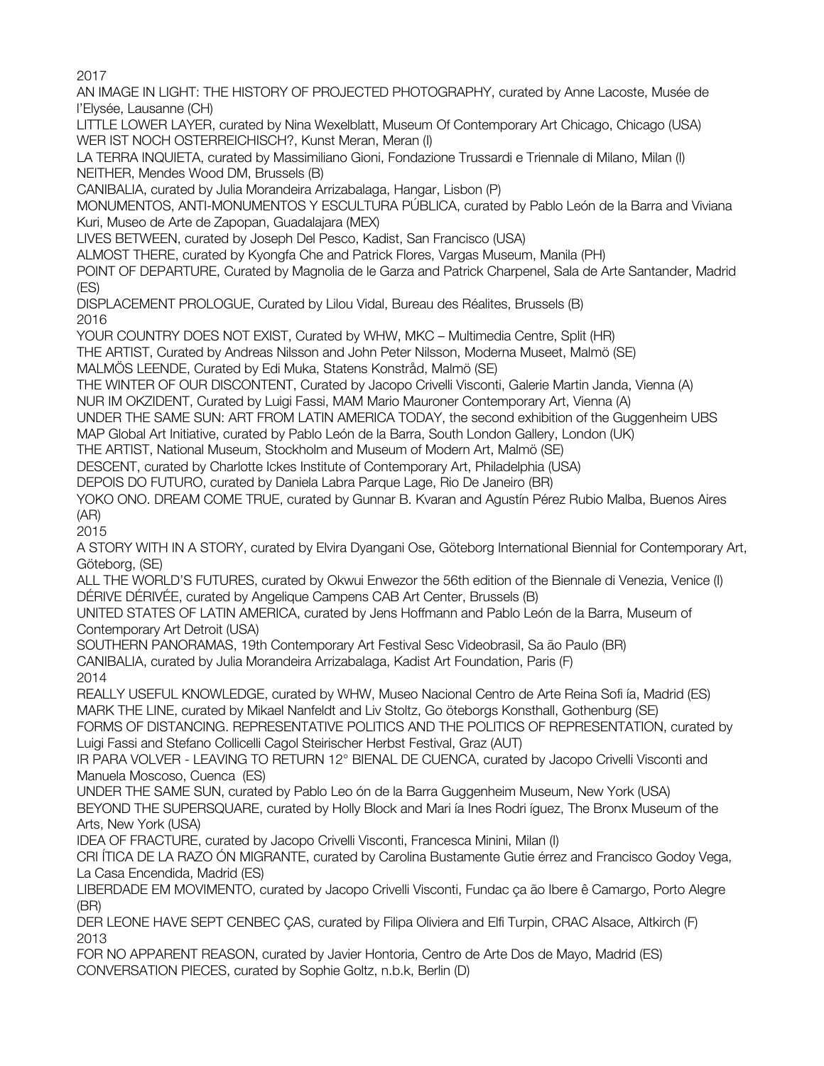2017

AN IMAGE IN LIGHT: THE HISTORY OF PROJECTED PHOTOGRAPHY, curated by Anne Lacoste, Musée de l'Elysée, Lausanne (CH)
LITTLE LOWER LAYER, curated by Nina Wexelblatt, Museum Of Contemporary Art Chicago, Chicago (USA)
WER IST NOCH OSTERREICHISCH?, Kunst Meran, Meran (I)
LA TERRA INQUIETA, curated by Massimiliano Gioni, Fondazione Trussardi e Triennale di Milano, Milan (I)
NEITHER, Mendes Wood DM, Brussels (B)
CANIBALIA, curated by Julia Morandeira Arrizabalaga, Hangar, Lisbon (P)
MONUMENTOS, ANTI-MONUMENTOS Y ESCULTURA PÚBLICA, curated by Pablo León de la Barra and Viviana Kuri, Museo de Arte de Zapopan, Guadalajara (MEX)
LIVES BETWEEN, curated by Joseph Del Pesco, Kadist, San Francisco (USA)
ALMOST THERE, curated by Kyongfa Che and Patrick Flores, Vargas Museum, Manila (PH)
POINT OF DEPARTURE, Curated by Magnolia de le Garza and Patrick Charpenel, Sala de Arte Santander, Madrid (ES)
DISPLACEMENT PROLOGUE, Curated by Lilou Vidal, Bureau des Réalites, Brussels (B)

2016

YOUR COUNTRY DOES NOT EXIST, Curated by WHW, MKC – Multimedia Centre, Split (HR)
THE ARTIST, Curated by Andreas Nilsson and John Peter Nilsson, Moderna Museet, Malmö (SE)
MALMÖS LEENDE, Curated by Edi Muka, Statens Konstråd, Malmö (SE)
THE WINTER OF OUR DISCONTENT, Curated by Jacopo Crivelli Visconti, Galerie Martin Janda, Vienna (A)
NUR IM OKZIDENT, Curated by Luigi Fassi, MAM Mario Mauroner Contemporary Art, Vienna (A)
UNDER THE SAME SUN: ART FROM LATIN AMERICA TODAY, the second exhibition of the Guggenheim UBS MAP Global Art Initiative, curated by Pablo León de la Barra, South London Gallery, London (UK)
THE ARTIST, National Museum, Stockholm and Museum of Modern Art, Malmö (SE)
DESCENT, curated by Charlotte Ickes Institute of Contemporary Art, Philadelphia (USA)
DEPOIS DO FUTURO, curated by Daniela Labra Parque Lage, Rio De Janeiro (BR)
YOKO ONO. DREAM COME TRUE, curated by Gunnar B. Kvaran and Agustín Pérez Rubio Malba, Buenos Aires (AR)

2015

A STORY WITH IN A STORY, curated by Elvira Dyangani Ose, Göteborg International Biennial for Contemporary Art, Göteborg, (SE)
ALL THE WORLD'S FUTURES, curated by Okwui Enwezor the 56th edition of the Biennale di Venezia, Venice (I)
DÉRIVE DÉRIVÉE, curated by Angelique Campens CAB Art Center, Brussels (B)
UNITED STATES OF LATIN AMERICA, curated by Jens Hoffmann and Pablo León de la Barra, Museum of Contemporary Art Detroit (USA)
SOUTHERN PANORAMAS, 19th Contemporary Art Festival Sesc Videobrasil, Sa ão Paulo (BR)
CANIBALIA, curated by Julia Morandeira Arrizabalaga, Kadist Art Foundation, Paris (F)

2014

REALLY USEFUL KNOWLEDGE, curated by WHW, Museo Nacional Centro de Arte Reina Sofi ía, Madrid (ES)
MARK THE LINE, curated by Mikael Nanfeldt and Liv Stoltz, Go öteborgs Konsthall, Gothenburg (SE)
FORMS OF DISTANCING. REPRESENTATIVE POLITICS AND THE POLITICS OF REPRESENTATION, curated by Luigi Fassi and Stefano Collicelli Cagol Steirischer Herbst Festival, Graz (AUT)
IR PARA VOLVER - LEAVING TO RETURN 12° BIENAL DE CUENCA, curated by Jacopo Crivelli Visconti and Manuela Moscoso, Cuenca (ES)
UNDER THE SAME SUN, curated by Pablo Leo ón de la Barra Guggenheim Museum, New York (USA)
BEYOND THE SUPERSQUARE, curated by Holly Block and Mari ía Ines Rodri íguez, The Bronx Museum of the Arts, New York (USA)
IDEA OF FRACTURE, curated by Jacopo Crivelli Visconti, Francesca Minini, Milan (I)
CRI ÍTICA DE LA RAZO ÓN MIGRANTE, curated by Carolina Bustamente Gutie érrez and Francisco Godoy Vega, La Casa Encendida, Madrid (ES)
LIBERDADE EM MOVIMENTO, curated by Jacopo Crivelli Visconti, Fundac ça ão Ibere ê Camargo, Porto Alegre (BR)
DER LEONE HAVE SEPT CENBEC ÇAS, curated by Filipa Oliviera and Elfi Turpin, CRAC Alsace, Altkirch (F)

2013

FOR NO APPARENT REASON, curated by Javier Hontoria, Centro de Arte Dos de Mayo, Madrid (ES)
CONVERSATION PIECES, curated by Sophie Goltz, n.b.k, Berlin (D)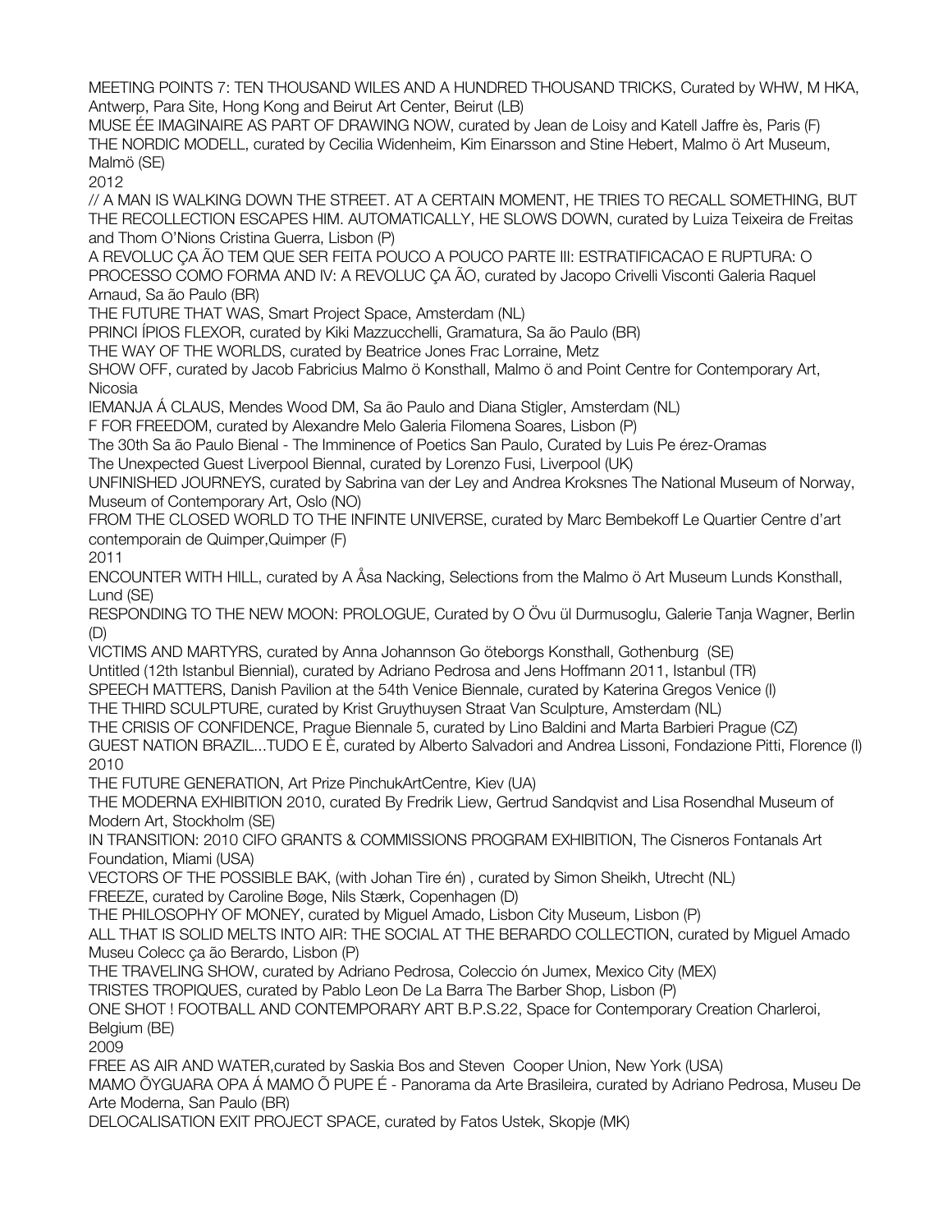MEETING POINTS 7: TEN THOUSAND WILES AND A HUNDRED THOUSAND TRICKS, Curated by WHW, M HKA, Antwerp, Para Site, Hong Kong and Beirut Art Center, Beirut (LB)

MUSE ÉE IMAGINAIRE AS PART OF DRAWING NOW, curated by Jean de Loisy and Katell Jaffre ès, Paris (F)

THE NORDIC MODELL, curated by Cecilia Widenheim, Kim Einarsson and Stine Hebert, Malmo ö Art Museum, Malmö (SE)

2012

// A MAN IS WALKING DOWN THE STREET. AT A CERTAIN MOMENT, HE TRIES TO RECALL SOMETHING, BUT THE RECOLLECTION ESCAPES HIM. AUTOMATICALLY, HE SLOWS DOWN, curated by Luiza Teixeira de Freitas and Thom O'Nions Cristina Guerra, Lisbon (P)

A REVOLUC ÇA ÃO TEM QUE SER FEITA POUCO A POUCO PARTE III: ESTRATIFICACAO E RUPTURA: O PROCESSO COMO FORMA AND IV: A REVOLUC ÇA ÃO, curated by Jacopo Crivelli Visconti Galeria Raquel Arnaud, Sa ão Paulo (BR)

THE FUTURE THAT WAS, Smart Project Space, Amsterdam (NL)

PRINCI ÍPIOS FLEXOR, curated by Kiki Mazzucchelli, Gramatura, Sa ão Paulo (BR)

THE WAY OF THE WORLDS, curated by Beatrice Jones Frac Lorraine, Metz

SHOW OFF, curated by Jacob Fabricius Malmo ö Konsthall, Malmo ö and Point Centre for Contemporary Art, Nicosia

IEMANJA Á CLAUS, Mendes Wood DM, Sa ão Paulo and Diana Stigler, Amsterdam (NL)

F FOR FREEDOM, curated by Alexandre Melo Galeria Filomena Soares, Lisbon (P)

The 30th Sa ão Paulo Bienal - The Imminence of Poetics San Paulo, Curated by Luis Pe érez-Oramas

The Unexpected Guest Liverpool Biennal, curated by Lorenzo Fusi, Liverpool (UK)

UNFINISHED JOURNEYS, curated by Sabrina van der Ley and Andrea Kroksnes The National Museum of Norway, Museum of Contemporary Art, Oslo (NO)

FROM THE CLOSED WORLD TO THE INFINTE UNIVERSE, curated by Marc Bembekoff Le Quartier Centre d'art contemporain de Quimper,Quimper (F)

2011

ENCOUNTER WITH HILL, curated by A Åsa Nacking, Selections from the Malmo ö Art Museum Lunds Konsthall, Lund (SE)

RESPONDING TO THE NEW MOON: PROLOGUE, Curated by O Övu ül Durmusoglu, Galerie Tanja Wagner, Berlin (D)

VICTIMS AND MARTYRS, curated by Anna Johannson Go öteborgs Konsthall, Gothenburg (SE)

Untitled (12th Istanbul Biennial), curated by Adriano Pedrosa and Jens Hoffmann 2011, Istanbul (TR)

SPEECH MATTERS, Danish Pavilion at the 54th Venice Biennale, curated by Katerina Gregos Venice (I)

THE THIRD SCULPTURE, curated by Krist Gruythuysen Straat Van Sculpture, Amsterdam (NL)

THE CRISIS OF CONFIDENCE, Prague Biennale 5, curated by Lino Baldini and Marta Barbieri Prague (CZ)

GUEST NATION BRAZIL...TUDO E È, curated by Alberto Salvadori and Andrea Lissoni, Fondazione Pitti, Florence (I)

2010

THE FUTURE GENERATION, Art Prize PinchukArtCentre, Kiev (UA)

THE MODERNA EXHIBITION 2010, curated By Fredrik Liew, Gertrud Sandqvist and Lisa Rosendhal Museum of Modern Art, Stockholm (SE)

IN TRANSITION: 2010 CIFO GRANTS & COMMISSIONS PROGRAM EXHIBITION, The Cisneros Fontanals Art Foundation, Miami (USA)

VECTORS OF THE POSSIBLE BAK, (with Johan Tire én) , curated by Simon Sheikh, Utrecht (NL)

FREEZE, curated by Caroline Bøge, Nils Stærk, Copenhagen (D)

THE PHILOSOPHY OF MONEY, curated by Miguel Amado, Lisbon City Museum, Lisbon (P)

ALL THAT IS SOLID MELTS INTO AIR: THE SOCIAL AT THE BERARDO COLLECTION, curated by Miguel Amado Museu Colecc ça ão Berardo, Lisbon (P)

THE TRAVELING SHOW, curated by Adriano Pedrosa, Coleccio ón Jumex, Mexico City (MEX)

TRISTES TROPIQUES, curated by Pablo Leon De La Barra The Barber Shop, Lisbon (P)

ONE SHOT ! FOOTBALL AND CONTEMPORARY ART B.P.S.22, Space for Contemporary Creation Charleroi, Belgium (BE)

2009

FREE AS AIR AND WATER,curated by Saskia Bos and Steven Cooper Union, New York (USA)

MAMO ÕYGUARA OPA Á MAMO Õ PUPE É - Panorama da Arte Brasileira, curated by Adriano Pedrosa, Museu De Arte Moderna, San Paulo (BR)

DELOCALISATION EXIT PROJECT SPACE, curated by Fatos Ustek, Skopje (MK)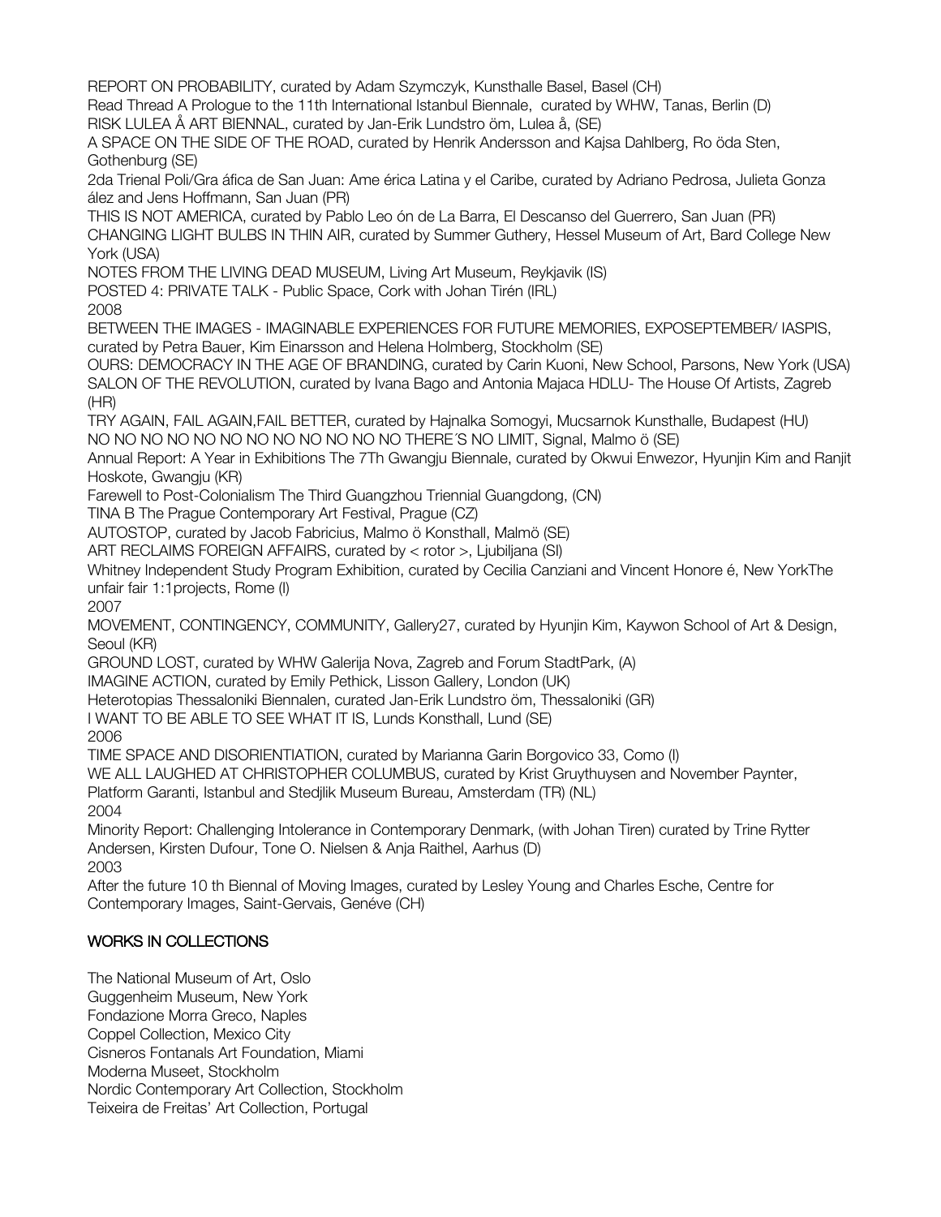REPORT ON PROBABILITY, curated by Adam Szymczyk, Kunsthalle Basel, Basel (CH)
Read Thread A Prologue to the 11th International Istanbul Biennale, curated by WHW, Tanas, Berlin (D)
RISK LULEA Å ART BIENNAL, curated by Jan-Erik Lundstro öm, Lulea å, (SE)
A SPACE ON THE SIDE OF THE ROAD, curated by Henrik Andersson and Kajsa Dahlberg, Ro öda Sten, Gothenburg (SE)
2da Trienal Poli/Gra áfica de San Juan: Ame érica Latina y el Caribe, curated by Adriano Pedrosa, Julieta Gonza ález and Jens Hoffmann, San Juan (PR)
THIS IS NOT AMERICA, curated by Pablo Leo ón de La Barra, El Descanso del Guerrero, San Juan (PR)
CHANGING LIGHT BULBS IN THIN AIR, curated by Summer Guthery, Hessel Museum of Art, Bard College New York (USA)
NOTES FROM THE LIVING DEAD MUSEUM, Living Art Museum, Reykjavik (IS)
POSTED 4: PRIVATE TALK - Public Space, Cork with Johan Tirén (IRL)
2008
BETWEEN THE IMAGES - IMAGINABLE EXPERIENCES FOR FUTURE MEMORIES, EXPOSEPTEMBER/ IASPIS, curated by Petra Bauer, Kim Einarsson and Helena Holmberg, Stockholm (SE)
OURS: DEMOCRACY IN THE AGE OF BRANDING, curated by Carin Kuoni, New School, Parsons, New York (USA)
SALON OF THE REVOLUTION, curated by Ivana Bago and Antonia Majaca HDLU- The House Of Artists, Zagreb (HR)
TRY AGAIN, FAIL AGAIN,FAIL BETTER, curated by Hajnalka Somogyi, Mucsarnok Kunsthalle, Budapest (HU)
NO NO NO NO NO NO NO NO NO NO NO NO THERE´S NO LIMIT, Signal, Malmo ö (SE)
Annual Report: A Year in Exhibitions The 7Th Gwangju Biennale, curated by Okwui Enwezor, Hyunjin Kim and Ranjit Hoskote, Gwangju (KR)
Farewell to Post-Colonialism The Third Guangzhou Triennial Guangdong, (CN)
TINA B The Prague Contemporary Art Festival, Prague (CZ)
AUTOSTOP, curated by Jacob Fabricius, Malmo ö Konsthall, Malmö (SE)
ART RECLAIMS FOREIGN AFFAIRS, curated by < rotor >, Ljubiljana (SI)
Whitney Independent Study Program Exhibition, curated by Cecilia Canziani and Vincent Honore é, New YorkThe unfair fair 1:1projects, Rome (I)
2007
MOVEMENT, CONTINGENCY, COMMUNITY, Gallery27, curated by Hyunjin Kim, Kaywon School of Art & Design, Seoul (KR)
GROUND LOST, curated by WHW Galerija Nova, Zagreb and Forum StadtPark, (A)
IMAGINE ACTION, curated by Emily Pethick, Lisson Gallery, London (UK)
Heterotopias Thessaloniki Biennalen, curated Jan-Erik Lundstro öm, Thessaloniki (GR)
I WANT TO BE ABLE TO SEE WHAT IT IS, Lunds Konsthall, Lund (SE)
2006
TIME SPACE AND DISORIENTIATION, curated by Marianna Garin Borgovico 33, Como (I)
WE ALL LAUGHED AT CHRISTOPHER COLUMBUS, curated by Krist Gruythuysen and November Paynter, Platform Garanti, Istanbul and Stedjlik Museum Bureau, Amsterdam (TR) (NL)
2004
Minority Report: Challenging Intolerance in Contemporary Denmark, (with Johan Tiren) curated by Trine Rytter Andersen, Kirsten Dufour, Tone O. Nielsen & Anja Raithel, Aarhus (D)
2003
After the future 10 th Biennal of Moving Images, curated by Lesley Young and Charles Esche, Centre for Contemporary Images, Saint-Gervais, Genéve (CH)

## WORKS IN COLLECTIONS

The National Museum of Art, Oslo
Guggenheim Museum, New York
Fondazione Morra Greco, Naples
Coppel Collection, Mexico City
Cisneros Fontanals Art Foundation, Miami
Moderna Museet, Stockholm
Nordic Contemporary Art Collection, Stockholm
Teixeira de Freitas' Art Collection, Portugal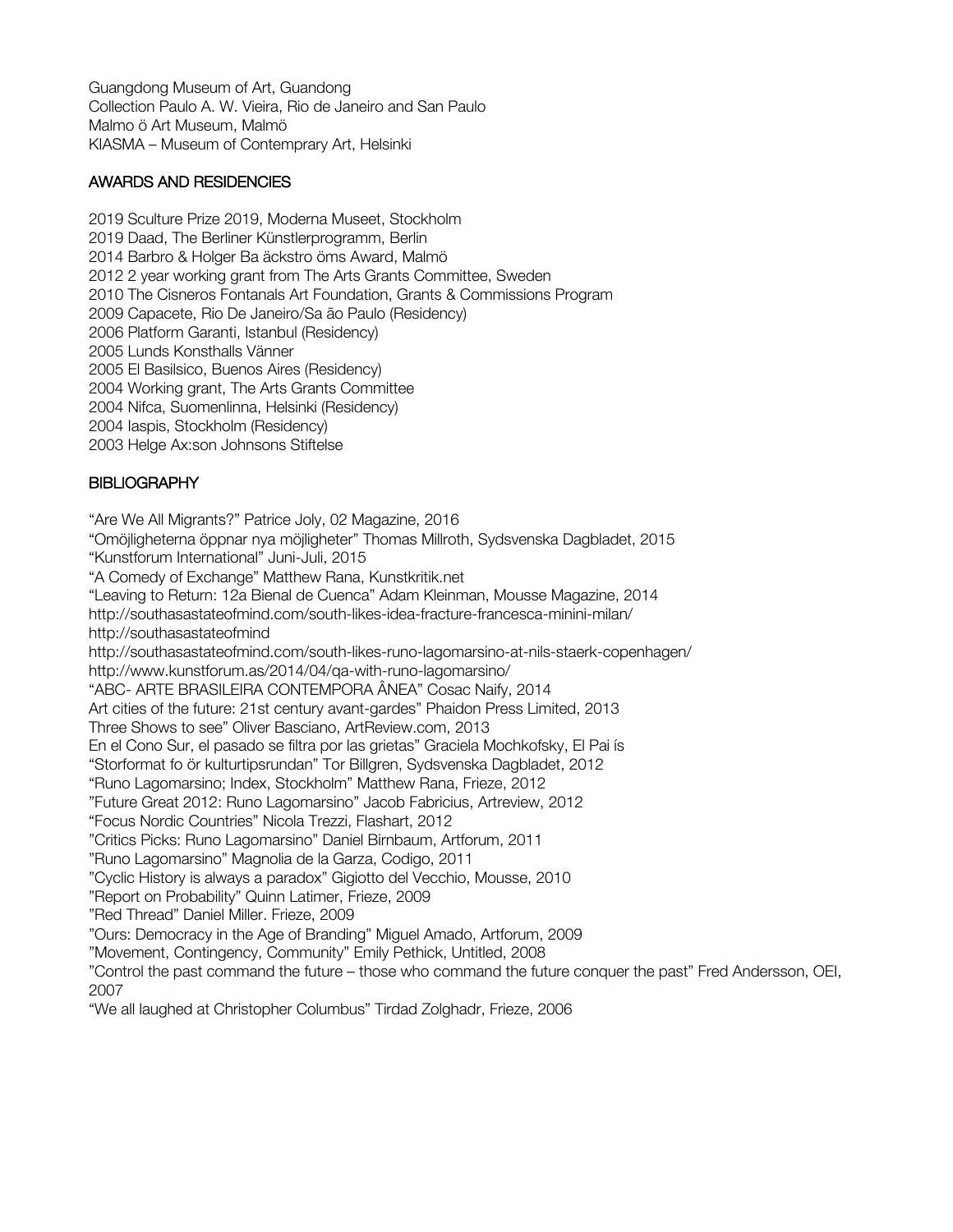Guangdong Museum of Art, Guandong
Collection Paulo A. W. Vieira, Rio de Janeiro and San Paulo
Malmo ö Art Museum, Malmö
KIASMA – Museum of Contemprary Art, Helsinki

## AWARDS AND RESIDENCIES

2019 Sculture Prize 2019, Moderna Museet, Stockholm
2019 Daad, The Berliner Künstlerprogramm, Berlin
2014 Barbro & Holger Ba äckstro öms Award, Malmö
2012 2 year working grant from The Arts Grants Committee, Sweden
2010 The Cisneros Fontanals Art Foundation, Grants & Commissions Program
2009 Capacete, Rio De Janeiro/Sa ão Paulo (Residency)
2006 Platform Garanti, Istanbul (Residency)
2005 Lunds Konsthalls Vänner
2005 El Basilsico, Buenos Aires (Residency)
2004 Working grant, The Arts Grants Committee
2004 Nifca, Suomenlinna, Helsinki (Residency)
2004 Iaspis, Stockholm (Residency)
2003 Helge Ax:son Johnsons Stiftelse

## BIBLIOGRAPHY

"Are We All Migrants?" Patrice Joly, 02 Magazine, 2016
"Omöjligheterna öppnar nya möjligheter" Thomas Millroth, Sydsvenska Dagbladet, 2015
"Kunstforum International" Juni-Juli, 2015
"A Comedy of Exchange" Matthew Rana, Kunstkritik.net
"Leaving to Return: 12a Bienal de Cuenca" Adam Kleinman, Mousse Magazine, 2014
http://southasastateofmind.com/south-likes-idea-fracture-francesca-minini-milan/
http://southasastateofmind
http://southasastateofmind.com/south-likes-runo-lagomarsino-at-nils-staerk-copenhagen/
http://www.kunstforum.as/2014/04/qa-with-runo-lagomarsino/
"ABC- ARTE BRASILEIRA CONTEMPORA ÂNEA" Cosac Naify, 2014
Art cities of the future: 21st century avant-gardes" Phaidon Press Limited, 2013
Three Shows to see" Oliver Basciano, ArtReview.com, 2013
En el Cono Sur, el pasado se filtra por las grietas" Graciela Mochkofsky, El Pai ís
"Storformat fo ör kulturtipsrundan" Tor Billgren, Sydsvenska Dagbladet, 2012
"Runo Lagomarsino; Index, Stockholm" Matthew Rana, Frieze, 2012
"Future Great 2012: Runo Lagomarsino" Jacob Fabricius, Artreview, 2012
"Focus Nordic Countries" Nicola Trezzi, Flashart, 2012
"Critics Picks: Runo Lagomarsino" Daniel Birnbaum, Artforum, 2011
"Runo Lagomarsino" Magnolia de la Garza, Codigo, 2011
"Cyclic History is always a paradox" Gigiotto del Vecchio, Mousse, 2010
"Report on Probability" Quinn Latimer, Frieze, 2009
"Red Thread" Daniel Miller. Frieze, 2009
"Ours: Democracy in the Age of Branding" Miguel Amado, Artforum, 2009
"Movement, Contingency, Community" Emily Pethick, Untitled, 2008
"Control the past command the future – those who command the future conquer the past" Fred Andersson, OEI, 2007
"We all laughed at Christopher Columbus" Tirdad Zolghadr, Frieze, 2006